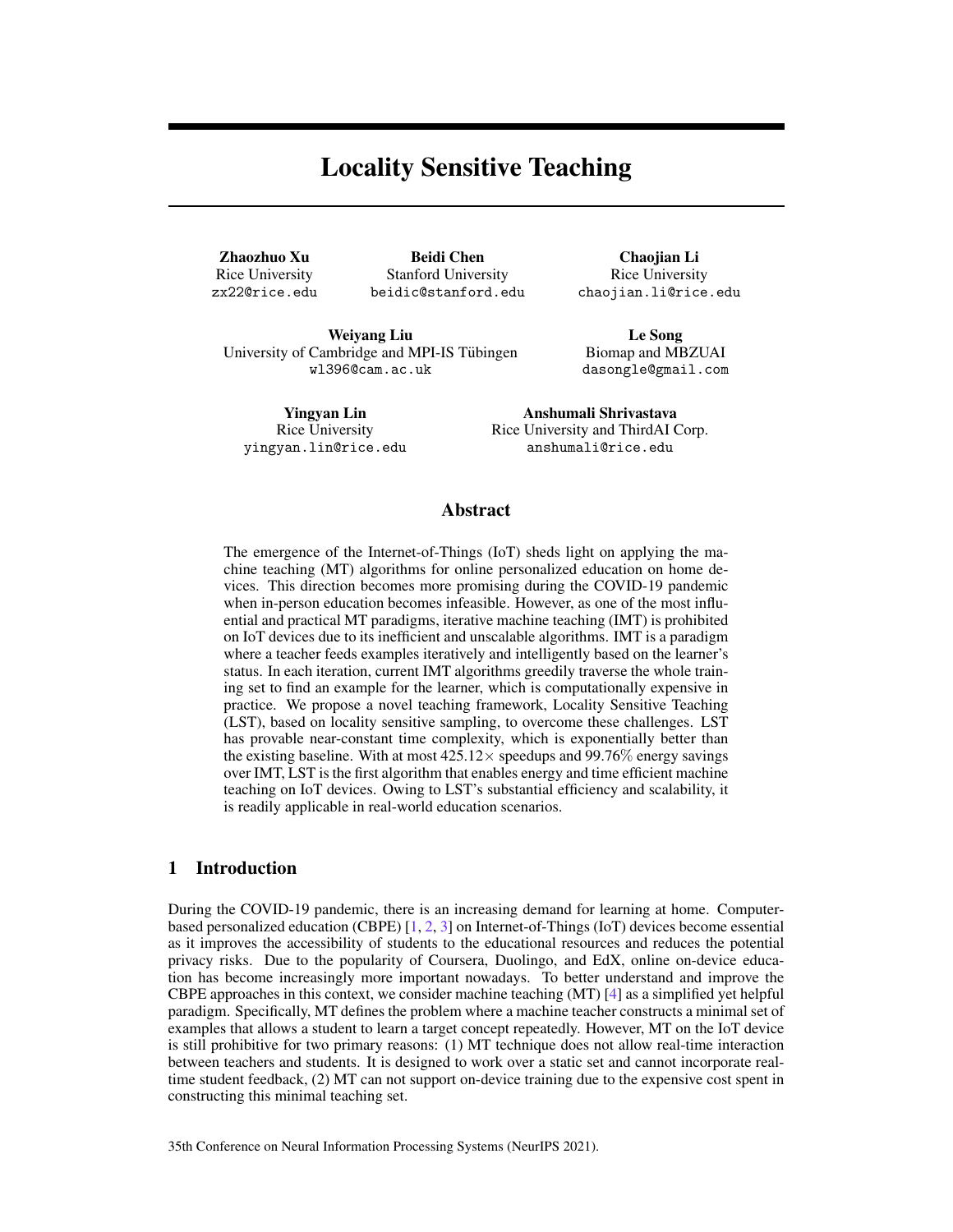# Locality Sensitive Teaching

**Zhaozhuo Xu**
Rice University
zx22@rice.edu

**Beidi Chen**
Stanford University
beidic@stanford.edu

**Chaojian Li**
Rice University
chaojian.li@rice.edu

**Weiyang Liu**
University of Cambridge and MPI-IS Tübingen
wl396@cam.ac.uk

**Le Song**
Biomap and MBZUAI
dasongle@gmail.com

**Yingyan Lin**
Rice University
yingyan.lin@rice.edu

**Anshumali Shrivastava**
Rice University and ThirdAI Corp.
anshumali@rice.edu

## Abstract

The emergence of the Internet-of-Things (IoT) sheds light on applying the machine teaching (MT) algorithms for online personalized education on home devices. This direction becomes more promising during the COVID-19 pandemic when in-person education becomes infeasible. However, as one of the most influential and practical MT paradigms, iterative machine teaching (IMT) is prohibited on IoT devices due to its inefficient and unscalable algorithms. IMT is a paradigm where a teacher feeds examples iteratively and intelligently based on the learner's status. In each iteration, current IMT algorithms greedily traverse the whole training set to find an example for the learner, which is computationally expensive in practice. We propose a novel teaching framework, Locality Sensitive Teaching (LST), based on locality sensitive sampling, to overcome these challenges. LST has provable near-constant time complexity, which is exponentially better than the existing baseline. With at most $425.12\times$ speedups and $99.76\%$ energy savings over IMT, LST is the first algorithm that enables energy and time efficient machine teaching on IoT devices. Owing to LST's substantial efficiency and scalability, it is readily applicable in real-world education scenarios.

## 1 Introduction

During the COVID-19 pandemic, there is an increasing demand for learning at home. Computer-based personalized education (CBPE) [1, 2, 3] on Internet-of-Things (IoT) devices become essential as it improves the accessibility of students to the educational resources and reduces the potential privacy risks. Due to the popularity of Coursera, Duolingo, and EdX, online on-device education has become increasingly more important nowadays. To better understand and improve the CBPE approaches in this context, we consider machine teaching (MT) [4] as a simplified yet helpful paradigm. Specifically, MT defines the problem where a machine teacher constructs a minimal set of examples that allows a student to learn a target concept repeatedly. However, MT on the IoT device is still prohibitive for two primary reasons: (1) MT technique does not allow real-time interaction between teachers and students. It is designed to work over a static set and cannot incorporate real-time student feedback, (2) MT can not support on-device training due to the expensive cost spent in constructing this minimal teaching set.

35th Conference on Neural Information Processing Systems (NeurIPS 2021).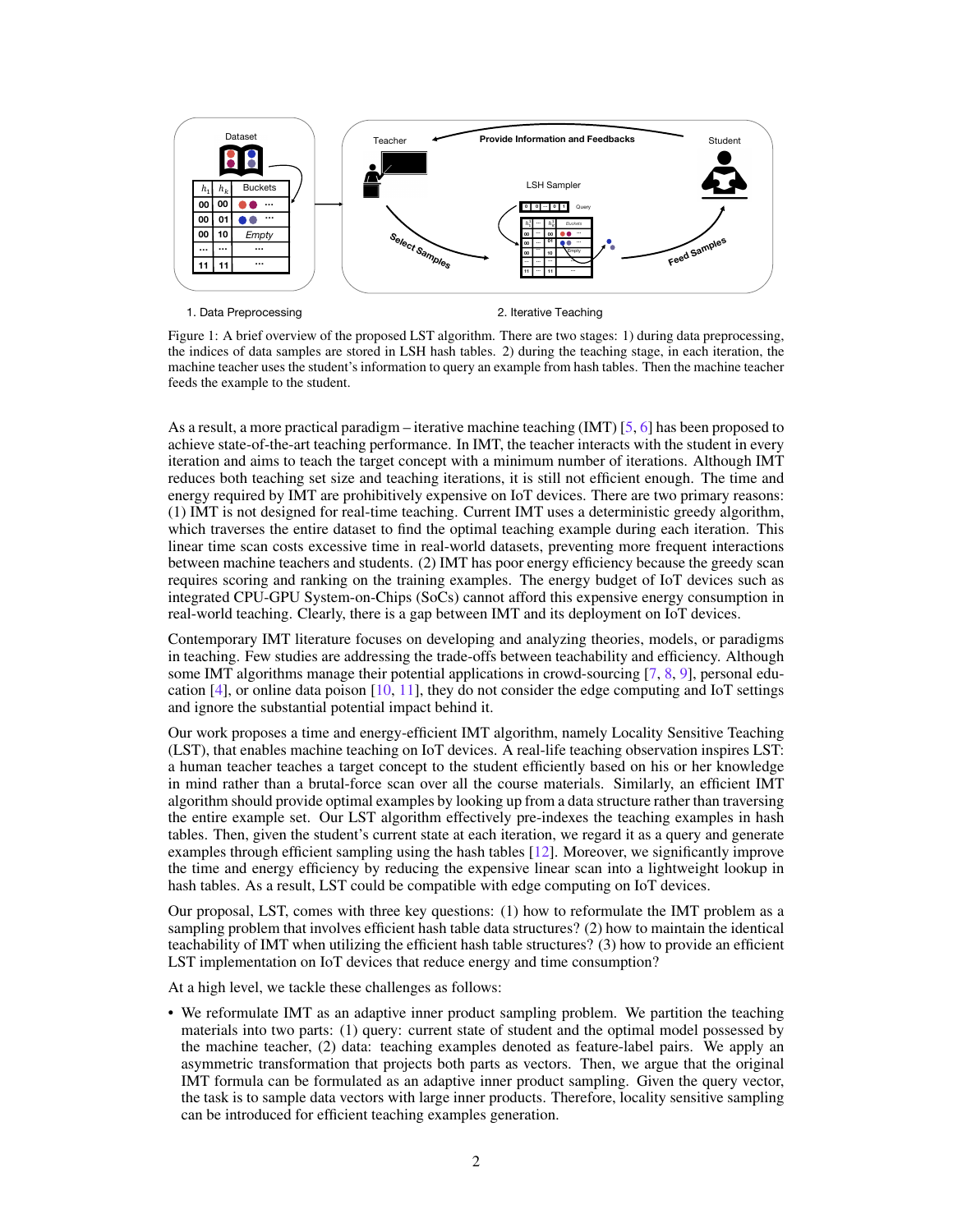Figure 1: A brief overview of the proposed LST algorithm. There are two stages: 1) during data preprocessing, the indices of data samples are stored in LSH hash tables. 2) during the teaching stage, in each iteration, the machine teacher uses the student's information to query an example from hash tables. Then the machine teacher feeds the example to the student.

As a result, a more practical paradigm – iterative machine teaching (IMT) [5, 6] has been proposed to achieve state-of-the-art teaching performance. In IMT, the teacher interacts with the student in every iteration and aims to teach the target concept with a minimum number of iterations. Although IMT reduces both teaching set size and teaching iterations, it is still not efficient enough. The time and energy required by IMT are prohibitively expensive on IoT devices. There are two primary reasons: (1) IMT is not designed for real-time teaching. Current IMT uses a deterministic greedy algorithm, which traverses the entire dataset to find the optimal teaching example during each iteration. This linear time scan costs excessive time in real-world datasets, preventing more frequent interactions between machine teachers and students. (2) IMT has poor energy efficiency because the greedy scan requires scoring and ranking on the training examples. The energy budget of IoT devices such as integrated CPU-GPU System-on-Chips (SoCs) cannot afford this expensive energy consumption in real-world teaching. Clearly, there is a gap between IMT and its deployment on IoT devices.

Contemporary IMT literature focuses on developing and analyzing theories, models, or paradigms in teaching. Few studies are addressing the trade-offs between teachability and efficiency. Although some IMT algorithms manage their potential applications in crowd-sourcing [7, 8, 9], personal education [4], or online data poison [10, 11], they do not consider the edge computing and IoT settings and ignore the substantial potential impact behind it.

Our work proposes a time and energy-efficient IMT algorithm, namely Locality Sensitive Teaching (LST), that enables machine teaching on IoT devices. A real-life teaching observation inspires LST: a human teacher teaches a target concept to the student efficiently based on his or her knowledge in mind rather than a brutal-force scan over all the course materials. Similarly, an efficient IMT algorithm should provide optimal examples by looking up from a data structure rather than traversing the entire example set. Our LST algorithm effectively pre-indexes the teaching examples in hash tables. Then, given the student's current state at each iteration, we regard it as a query and generate examples through efficient sampling using the hash tables [12]. Moreover, we significantly improve the time and energy efficiency by reducing the expensive linear scan into a lightweight lookup in hash tables. As a result, LST could be compatible with edge computing on IoT devices.

Our proposal, LST, comes with three key questions: (1) how to reformulate the IMT problem as a sampling problem that involves efficient hash table data structures? (2) how to maintain the identical teachability of IMT when utilizing the efficient hash table structures? (3) how to provide an efficient LST implementation on IoT devices that reduce energy and time consumption?

At a high level, we tackle these challenges as follows:

- We reformulate IMT as an adaptive inner product sampling problem. We partition the teaching materials into two parts: (1) query: current state of student and the optimal model possessed by the machine teacher, (2) data: teaching examples denoted as feature-label pairs. We apply an asymmetric transformation that projects both parts as vectors. Then, we argue that the original IMT formula can be formulated as an adaptive inner product sampling. Given the query vector, the task is to sample data vectors with large inner products. Therefore, locality sensitive sampling can be introduced for efficient teaching examples generation.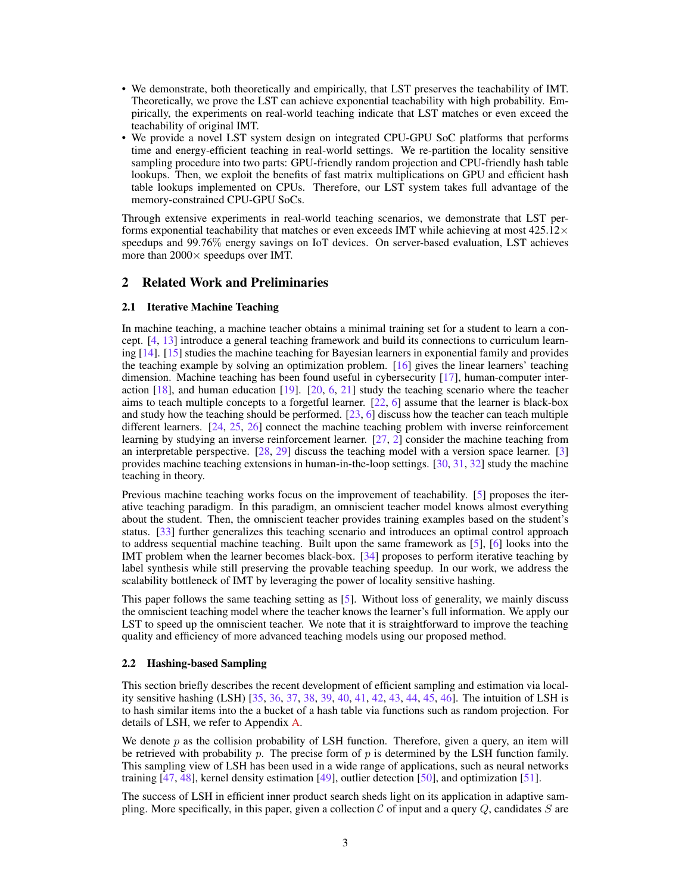- We demonstrate, both theoretically and empirically, that LST preserves the teachability of IMT. Theoretically, we prove the LST can achieve exponential teachability with high probability. Empirically, the experiments on real-world teaching indicate that LST matches or even exceed the teachability of original IMT.
- We provide a novel LST system design on integrated CPU-GPU SoC platforms that performs time and energy-efficient teaching in real-world settings. We re-partition the locality sensitive sampling procedure into two parts: GPU-friendly random projection and CPU-friendly hash table lookups. Then, we exploit the benefits of fast matrix multiplications on GPU and efficient hash table lookups implemented on CPUs. Therefore, our LST system takes full advantage of the memory-constrained CPU-GPU SoCs.

Through extensive experiments in real-world teaching scenarios, we demonstrate that LST performs exponential teachability that matches or even exceeds IMT while achieving at most $425.12\times$ speedups and $99.76\%$ energy savings on IoT devices. On server-based evaluation, LST achieves more than $2000\times$ speedups over IMT.

## 2 Related Work and Preliminaries

### 2.1 Iterative Machine Teaching

In machine teaching, a machine teacher obtains a minimal training set for a student to learn a concept. [4, 13] introduce a general teaching framework and build its connections to curriculum learning [14]. [15] studies the machine teaching for Bayesian learners in exponential family and provides the teaching example by solving an optimization problem. [16] gives the linear learners' teaching dimension. Machine teaching has been found useful in cybersecurity [17], human-computer interaction [18], and human education [19]. [20, 6, 21] study the teaching scenario where the teacher aims to teach multiple concepts to a forgetful learner. [22, 6] assume that the learner is black-box and study how the teaching should be performed. [23, 6] discuss how the teacher can teach multiple different learners. [24, 25, 26] connect the machine teaching problem with inverse reinforcement learning by studying an inverse reinforcement learner. [27, 2] consider the machine teaching from an interpretable perspective. [28, 29] discuss the teaching model with a version space learner. [3] provides machine teaching extensions in human-in-the-loop settings. [30, 31, 32] study the machine teaching in theory.

Previous machine teaching works focus on the improvement of teachability. [5] proposes the iterative teaching paradigm. In this paradigm, an omniscient teacher model knows almost everything about the student. Then, the omniscient teacher provides training examples based on the student's status. [33] further generalizes this teaching scenario and introduces an optimal control approach to address sequential machine teaching. Built upon the same framework as [5], [6] looks into the IMT problem when the learner becomes black-box. [34] proposes to perform iterative teaching by label synthesis while still preserving the provable teaching speedup. In our work, we address the scalability bottleneck of IMT by leveraging the power of locality sensitive hashing.

This paper follows the same teaching setting as [5]. Without loss of generality, we mainly discuss the omniscient teaching model where the teacher knows the learner's full information. We apply our LST to speed up the omniscient teacher. We note that it is straightforward to improve the teaching quality and efficiency of more advanced teaching models using our proposed method.

### 2.2 Hashing-based Sampling

This section briefly describes the recent development of efficient sampling and estimation via locality sensitive hashing (LSH) [35, 36, 37, 38, 39, 40, 41, 42, 43, 44, 45, 46]. The intuition of LSH is to hash similar items into the a bucket of a hash table via functions such as random projection. For details of LSH, we refer to Appendix A.

We denote $p$ as the collision probability of LSH function. Therefore, given a query, an item will be retrieved with probability $p$. The precise form of $p$ is determined by the LSH function family. This sampling view of LSH has been used in a wide range of applications, such as neural networks training [47, 48], kernel density estimation [49], outlier detection [50], and optimization [51].

The success of LSH in efficient inner product search sheds light on its application in adaptive sampling. More specifically, in this paper, given a collection $\mathcal{C}$ of input and a query $Q$, candidates $S$ are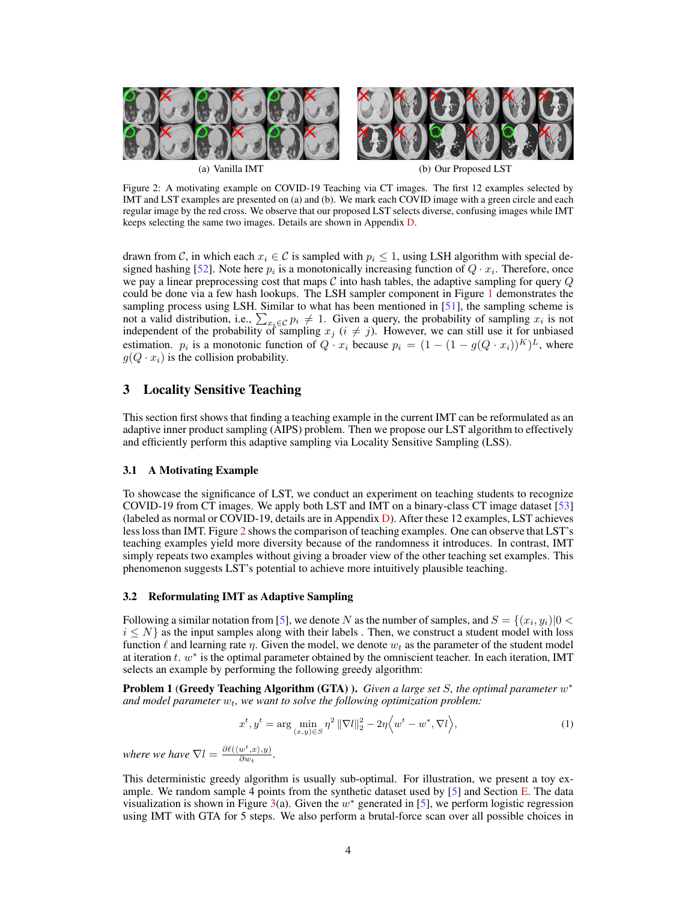(a) Vanilla IMT

(b) Our Proposed LST

Figure 2: A motivating example on COVID-19 Teaching via CT images. The first 12 examples selected by IMT and LST examples are presented on (a) and (b). We mark each COVID image with a green circle and each regular image by the red cross. We observe that our proposed LST selects diverse, confusing images while IMT keeps selecting the same two images. Details are shown in Appendix D.

drawn from $\mathcal{C}$, in which each $x_i \in \mathcal{C}$ is sampled with $p_i \leq 1$, using LSH algorithm with special designed hashing [52]. Note here $p_i$ is a monotonically increasing function of $Q \cdot x_i$. Therefore, once we pay a linear preprocessing cost that maps $\mathcal{C}$ into hash tables, the adaptive sampling for query $Q$ could be done via a few hash lookups. The LSH sampler component in Figure 1 demonstrates the sampling process using LSH. Similar to what has been mentioned in [51], the sampling scheme is not a valid distribution, i.e., $\sum_{x_i \in \mathcal{C}} p_i \neq 1$. Given a query, the probability of sampling $x_i$ is not independent of the probability of sampling $x_j$ ($i \neq j$). However, we can still use it for unbiased estimation. $p_i$ is a monotonic function of $Q \cdot x_i$ because $p_i = (1 - (1 - g(Q \cdot x_i))^K)^L$, where $g(Q \cdot x_i)$ is the collision probability.

## 3 Locality Sensitive Teaching

This section first shows that finding a teaching example in the current IMT can be reformulated as an adaptive inner product sampling (AIPS) problem. Then we propose our LST algorithm to effectively and efficiently perform this adaptive sampling via Locality Sensitive Sampling (LSS).

### 3.1 A Motivating Example

To showcase the significance of LST, we conduct an experiment on teaching students to recognize COVID-19 from CT images. We apply both LST and IMT on a binary-class CT image dataset [53] (labeled as normal or COVID-19, details are in Appendix D). After these 12 examples, LST achieves less loss than IMT. Figure 2 shows the comparison of teaching examples. One can observe that LST's teaching examples yield more diversity because of the randomness it introduces. In contrast, IMT simply repeats two examples without giving a broader view of the other teaching set examples. This phenomenon suggests LST's potential to achieve more intuitively plausible teaching.

### 3.2 Reformulating IMT as Adaptive Sampling

Following a similar notation from [5], we denote $N$ as the number of samples, and $S = \{(x_i, y_i)|0 < i \leq N\}$ as the input samples along with their labels . Then, we construct a student model with loss function $\ell$ and learning rate $\eta$. Given the model, we denote $w_t$ as the parameter of the student model at iteration $t$. $w^*$ is the optimal parameter obtained by the omniscient teacher. In each iteration, IMT selects an example by performing the following greedy algorithm:

**Problem 1 (Greedy Teaching Algorithm (GTA) ).** *Given a large set $S$, the optimal parameter $w^*$ and model parameter $w_t$, we want to solve the following optimization problem:*

$$x^t, y^t = \arg \min_{(x,y) \in S} \eta^2 \|\nabla l\|_2^2 - 2\eta \Big\langle w^t - w^*, \nabla l \Big\rangle, \tag{1}$$

*where we have* $\nabla l = \frac{\partial \ell(\langle w^t, x \rangle, y)}{\partial w_t}$.

This deterministic greedy algorithm is usually sub-optimal. For illustration, we present a toy example. We random sample 4 points from the synthetic dataset used by [5] and Section E. The data visualization is shown in Figure 3(a). Given the $w^*$ generated in [5], we perform logistic regression using IMT with GTA for 5 steps. We also perform a brutal-force scan over all possible choices in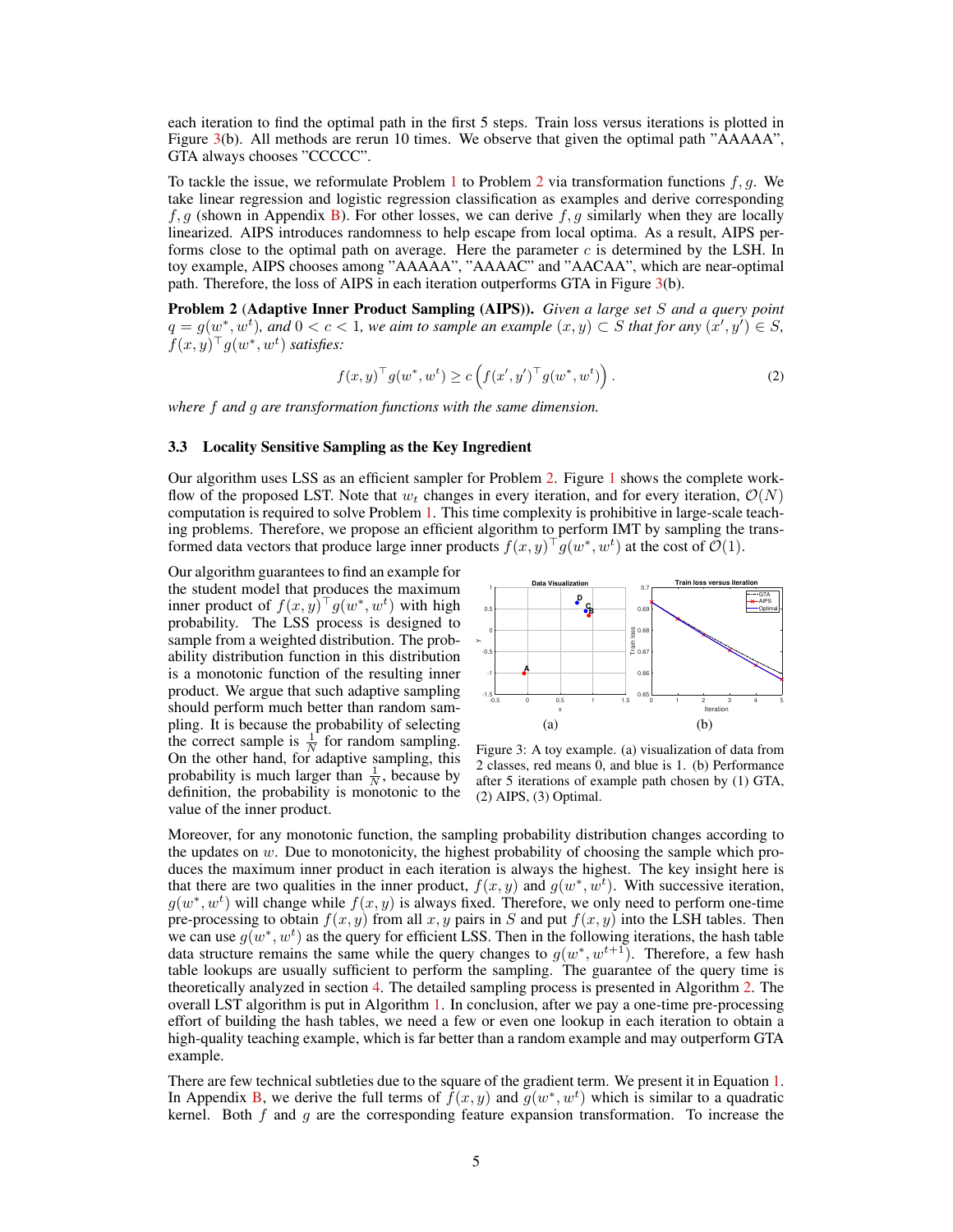each iteration to find the optimal path in the first 5 steps. Train loss versus iterations is plotted in Figure 3(b). All methods are rerun 10 times. We observe that given the optimal path "AAAAA", GTA always chooses "CCCCC".

To tackle the issue, we reformulate Problem 1 to Problem 2 via transformation functions $f, g$. We take linear regression and logistic regression classification as examples and derive corresponding $f, g$ (shown in Appendix B). For other losses, we can derive $f, g$ similarly when they are locally linearized. AIPS introduces randomness to help escape from local optima. As a result, AIPS performs close to the optimal path on average. Here the parameter $c$ is determined by the LSH. In toy example, AIPS chooses among "AAAAA", "AAAAC" and "AACAA", which are near-optimal path. Therefore, the loss of AIPS in each iteration outperforms GTA in Figure 3(b).

**Problem 2 (Adaptive Inner Product Sampling (AIPS)).** *Given a large set $S$ and a query point $q = g(w^*, w^t)$, and $0 < c < 1$, we aim to sample an example $(x, y) \subset S$ that for any $(x', y') \in S$, $f(x, y)^\top g(w^*, w^t)$ satisfies:*

$$f(x, y)^\top g(w^*, w^t) \geq c \left( f(x', y')^\top g(w^*, w^t) \right). \tag{2}$$

*where $f$ and $g$ are transformation functions with the same dimension.*

### 3.3 Locality Sensitive Sampling as the Key Ingredient

Our algorithm uses LSS as an efficient sampler for Problem 2. Figure 1 shows the complete workflow of the proposed LST. Note that $w_t$ changes in every iteration, and for every iteration, $\mathcal{O}(N)$ computation is required to solve Problem 1. This time complexity is prohibitive in large-scale teaching problems. Therefore, we propose an efficient algorithm to perform IMT by sampling the transformed data vectors that produce large inner products $f(x, y)^\top g(w^*, w^t)$ at the cost of $\mathcal{O}(1)$.

Our algorithm guarantees to find an example for the student model that produces the maximum inner product of $f(x, y)^\top g(w^*, w^t)$ with high probability. The LSS process is designed to sample from a weighted distribution. The probability distribution function in this distribution is a monotonic function of the resulting inner product. We argue that such adaptive sampling should perform much better than random sampling. It is because the probability of selecting the correct sample is $\frac{1}{N}$ for random sampling. On the other hand, for adaptive sampling, this probability is much larger than $\frac{1}{N}$, because by definition, the probability is monotonic to the value of the inner product.

Figure 3: A toy example. (a) visualization of data from 2 classes, red means 0, and blue is 1. (b) Performance after 5 iterations of example path chosen by (1) GTA, (2) AIPS, (3) Optimal.

Moreover, for any monotonic function, the sampling probability distribution changes according to the updates on $w$. Due to monotonicity, the highest probability of choosing the sample which produces the maximum inner product in each iteration is always the highest. The key insight here is that there are two qualities in the inner product, $f(x, y)$ and $g(w^*, w^t)$. With successive iteration, $g(w^*, w^t)$ will change while $f(x, y)$ is always fixed. Therefore, we only need to perform one-time pre-processing to obtain $f(x, y)$ from all $x, y$ pairs in $S$ and put $f(x, y)$ into the LSH tables. Then we can use $g(w^*, w^t)$ as the query for efficient LSS. Then in the following iterations, the hash table data structure remains the same while the query changes to $g(w^*, w^{t+1})$. Therefore, a few hash table lookups are usually sufficient to perform the sampling. The guarantee of the query time is theoretically analyzed in section 4. The detailed sampling process is presented in Algorithm 2. The overall LST algorithm is put in Algorithm 1. In conclusion, after we pay a one-time pre-processing effort of building the hash tables, we need a few or even one lookup in each iteration to obtain a high-quality teaching example, which is far better than a random example and may outperform GTA example.

There are few technical subtleties due to the square of the gradient term. We present it in Equation 1. In Appendix B, we derive the full terms of $f(x, y)$ and $g(w^*, w^t)$ which is similar to a quadratic kernel. Both $f$ and $g$ are the corresponding feature expansion transformation. To increase the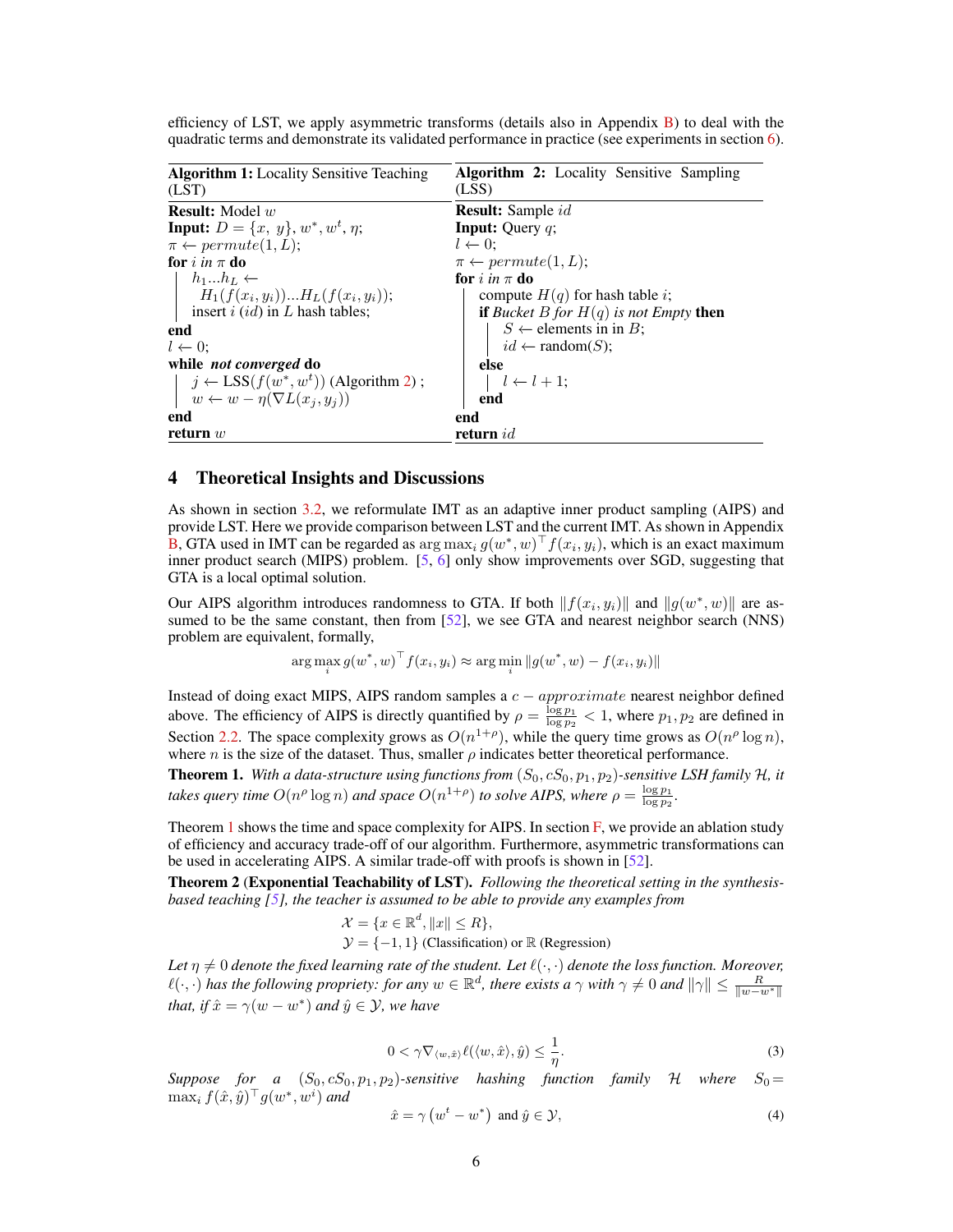efficiency of LST, we apply asymmetric transforms (details also in Appendix B) to deal with the quadratic terms and demonstrate its validated performance in practice (see experiments in section 6).

**Algorithm 1:** Locality Sensitive Teaching (LST)

```
Result: Model w
Input: D = {x, y}, w*, w^t, η;
π ← permute(1, L);
for i in π do
    h_1...h_L ← H_1(f(x_i, y_i))...H_L(f(x_i, y_i));
    insert i (id) in L hash tables;
end
l ← 0;
while not converged do
    j ← LSS(f(w*, w^t)) (Algorithm 2) ;
    w ← w − η(∇L(x_j, y_j))
end
return w
```

**Algorithm 2:** Locality Sensitive Sampling (LSS)

```
Result: Sample id
Input: Query q;
l ← 0;
π ← permute(1, L);
for i in π do
    compute H(q) for hash table i;
    if Bucket B for H(q) is not Empty then
        S ← elements in in B;
        id ← random(S);
    else
        l ← l + 1;
    end
end
return id
```

## 4 Theoretical Insights and Discussions

As shown in section 3.2, we reformulate IMT as an adaptive inner product sampling (AIPS) and provide LST. Here we provide comparison between LST and the current IMT. As shown in Appendix B, GTA used in IMT can be regarded as $\arg\max_i g(w^*, w)^\top f(x_i, y_i)$, which is an exact maximum inner product search (MIPS) problem. [5, 6] only show improvements over SGD, suggesting that GTA is a local optimal solution.

Our AIPS algorithm introduces randomness to GTA. If both $\|f(x_i, y_i)\|$ and $\|g(w^*, w)\|$ are assumed to be the same constant, then from [52], we see GTA and nearest neighbor search (NNS) problem are equivalent, formally,

$$\arg\max_i g(w^*, w)^\top f(x_i, y_i) \approx \arg\min_i \|g(w^*, w) - f(x_i, y_i)\|$$

Instead of doing exact MIPS, AIPS random samples a $c - approximate$ nearest neighbor defined above. The efficiency of AIPS is directly quantified by $\rho = \frac{\log p_1}{\log p_2} < 1$, where $p_1, p_2$ are defined in Section 2.2. The space complexity grows as $O(n^{1+\rho})$, while the query time grows as $O(n^\rho \log n)$, where $n$ is the size of the dataset. Thus, smaller $\rho$ indicates better theoretical performance.

**Theorem 1.** *With a data-structure using functions from $(S_0, cS_0, p_1, p_2)$-sensitive LSH family $\mathcal{H}$, it takes query time $O(n^\rho \log n)$ and space $O(n^{1+\rho})$ to solve AIPS, where $\rho = \frac{\log p_1}{\log p_2}$.*

Theorem 1 shows the time and space complexity for AIPS. In section F, we provide an ablation study of efficiency and accuracy trade-off of our algorithm. Furthermore, asymmetric transformations can be used in accelerating AIPS. A similar trade-off with proofs is shown in [52].

**Theorem 2** (**Exponential Teachability of LST**)**.** *Following the theoretical setting in the synthesis-based teaching [5], the teacher is assumed to be able to provide any examples from*

$$\mathcal{X} = \{x \in \mathbb{R}^d, \|x\| \le R\},$$
$$\mathcal{Y} = \{-1, 1\} \text{ (Classification) or } \mathbb{R} \text{ (Regression)}$$

*Let $\eta \neq 0$ denote the fixed learning rate of the student. Let $\ell(\cdot, \cdot)$ denote the loss function. Moreover, $\ell(\cdot, \cdot)$ has the following propriety: for any $w \in \mathbb{R}^d$, there exists a $\gamma$ with $\gamma \neq 0$ and $\|\gamma\| \le \frac{R}{\|w - w^*\|}$ that, if $\hat{x} = \gamma(w - w^*)$ and $\hat{y} \in \mathcal{Y}$, we have*

$$0 < \gamma \nabla_{\langle w, \hat{x} \rangle} \ell(\langle w, \hat{x} \rangle, \hat{y}) \le \frac{1}{\eta}. \tag{3}$$

*Suppose for a $(S_0, cS_0, p_1, p_2)$-sensitive hashing function family $\mathcal{H}$ where $S_0 = \max_i f(\hat{x}, \hat{y})^\top g(w^*, w^i)$ and*

$$\hat{x} = \gamma \left(w^t - w^*\right) \text{ and } \hat{y} \in \mathcal{Y}, \tag{4}$$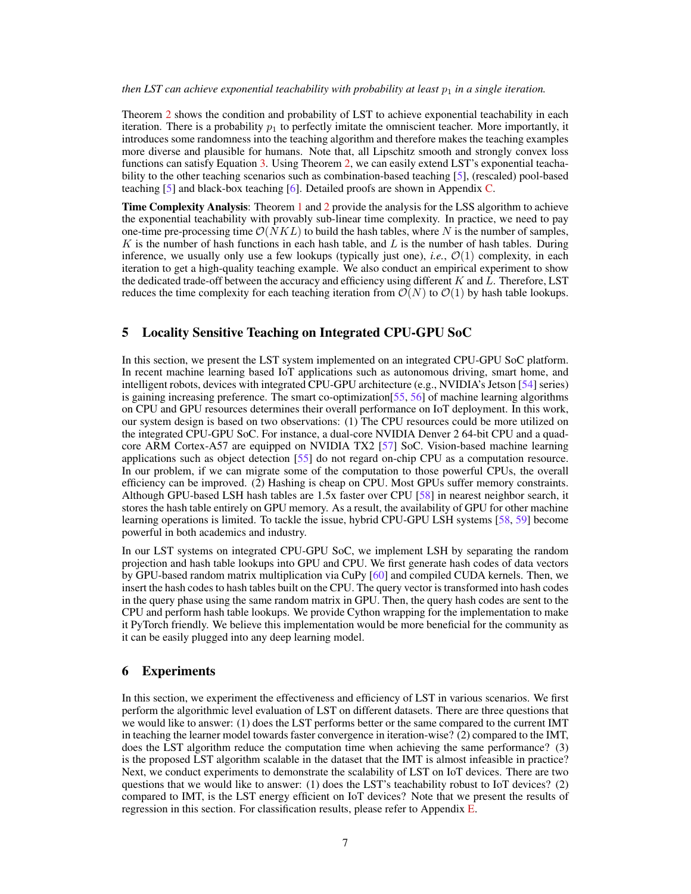*then LST can achieve exponential teachability with probability at least $p_1$ in a single iteration.*

Theorem 2 shows the condition and probability of LST to achieve exponential teachability in each iteration. There is a probability $p_1$ to perfectly imitate the omniscient teacher. More importantly, it introduces some randomness into the teaching algorithm and therefore makes the teaching examples more diverse and plausible for humans. Note that, all Lipschitz smooth and strongly convex loss functions can satisfy Equation 3. Using Theorem 2, we can easily extend LST's exponential teachability to the other teaching scenarios such as combination-based teaching [5], (rescaled) pool-based teaching [5] and black-box teaching [6]. Detailed proofs are shown in Appendix C.

**Time Complexity Analysis**: Theorem 1 and 2 provide the analysis for the LSS algorithm to achieve the exponential teachability with provably sub-linear time complexity. In practice, we need to pay one-time pre-processing time $\mathcal{O}(NKL)$ to build the hash tables, where $N$ is the number of samples, $K$ is the number of hash functions in each hash table, and $L$ is the number of hash tables. During inference, we usually only use a few lookups (typically just one), *i.e.*, $\mathcal{O}(1)$ complexity, in each iteration to get a high-quality teaching example. We also conduct an empirical experiment to show the dedicated trade-off between the accuracy and efficiency using different $K$ and $L$. Therefore, LST reduces the time complexity for each teaching iteration from $\mathcal{O}(N)$ to $\mathcal{O}(1)$ by hash table lookups.

## 5 Locality Sensitive Teaching on Integrated CPU-GPU SoC

In this section, we present the LST system implemented on an integrated CPU-GPU SoC platform. In recent machine learning based IoT applications such as autonomous driving, smart home, and intelligent robots, devices with integrated CPU-GPU architecture (e.g., NVIDIA's Jetson [54] series) is gaining increasing preference. The smart co-optimization[55, 56] of machine learning algorithms on CPU and GPU resources determines their overall performance on IoT deployment. In this work, our system design is based on two observations: (1) The CPU resources could be more utilized on the integrated CPU-GPU SoC. For instance, a dual-core NVIDIA Denver 2 64-bit CPU and a quad-core ARM Cortex-A57 are equipped on NVIDIA TX2 [57] SoC. Vision-based machine learning applications such as object detection [55] do not regard on-chip CPU as a computation resource. In our problem, if we can migrate some of the computation to those powerful CPUs, the overall efficiency can be improved. (2) Hashing is cheap on CPU. Most GPUs suffer memory constraints. Although GPU-based LSH hash tables are 1.5x faster over CPU [58] in nearest neighbor search, it stores the hash table entirely on GPU memory. As a result, the availability of GPU for other machine learning operations is limited. To tackle the issue, hybrid CPU-GPU LSH systems [58, 59] become powerful in both academics and industry.

In our LST systems on integrated CPU-GPU SoC, we implement LSH by separating the random projection and hash table lookups into GPU and CPU. We first generate hash codes of data vectors by GPU-based random matrix multiplication via CuPy [60] and compiled CUDA kernels. Then, we insert the hash codes to hash tables built on the CPU. The query vector is transformed into hash codes in the query phase using the same random matrix in GPU. Then, the query hash codes are sent to the CPU and perform hash table lookups. We provide Cython wrapping for the implementation to make it PyTorch friendly. We believe this implementation would be more beneficial for the community as it can be easily plugged into any deep learning model.

## 6 Experiments

In this section, we experiment the effectiveness and efficiency of LST in various scenarios. We first perform the algorithmic level evaluation of LST on different datasets. There are three questions that we would like to answer: (1) does the LST performs better or the same compared to the current IMT in teaching the learner model towards faster convergence in iteration-wise? (2) compared to the IMT, does the LST algorithm reduce the computation time when achieving the same performance? (3) is the proposed LST algorithm scalable in the dataset that the IMT is almost infeasible in practice? Next, we conduct experiments to demonstrate the scalability of LST on IoT devices. There are two questions that we would like to answer: (1) does the LST's teachability robust to IoT devices? (2) compared to IMT, is the LST energy efficient on IoT devices? Note that we present the results of regression in this section. For classification results, please refer to Appendix E.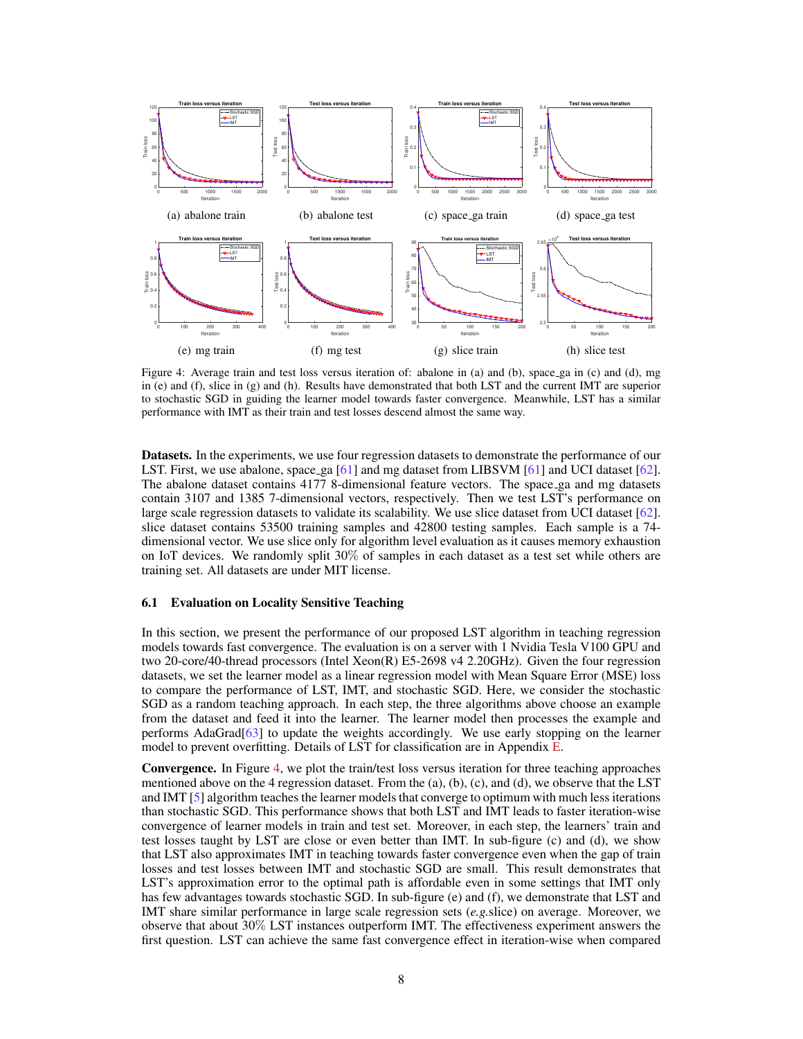(a) abalone train

(b) abalone test

(c) space_ga train

(d) space_ga test

(e) mg train

(f) mg test

(g) slice train

(h) slice test

Figure 4: Average train and test loss versus iteration of: abalone in (a) and (b), space_ga in (c) and (d), mg in (e) and (f), slice in (g) and (h). Results have demonstrated that both LST and the current IMT are superior to stochastic SGD in guiding the learner model towards faster convergence. Meanwhile, LST has a similar performance with IMT as their train and test losses descend almost the same way.

**Datasets.** In the experiments, we use four regression datasets to demonstrate the performance of our LST. First, we use abalone, space_ga [61] and mg dataset from LIBSVM [61] and UCI dataset [62]. The abalone dataset contains 4177 8-dimensional feature vectors. The space_ga and mg datasets contain 3107 and 1385 7-dimensional vectors, respectively. Then we test LST's performance on large scale regression datasets to validate its scalability. We use slice dataset from UCI dataset [62]. slice dataset contains 53500 training samples and 42800 testing samples. Each sample is a 74-dimensional vector. We use slice only for algorithm level evaluation as it causes memory exhaustion on IoT devices. We randomly split 30% of samples in each dataset as a test set while others are training set. All datasets are under MIT license.

### 6.1 Evaluation on Locality Sensitive Teaching

In this section, we present the performance of our proposed LST algorithm in teaching regression models towards fast convergence. The evaluation is on a server with 1 Nvidia Tesla V100 GPU and two 20-core/40-thread processors (Intel Xeon(R) E5-2698 v4 2.20GHz). Given the four regression datasets, we set the learner model as a linear regression model with Mean Square Error (MSE) loss to compare the performance of LST, IMT, and stochastic SGD. Here, we consider the stochastic SGD as a random teaching approach. In each step, the three algorithms above choose an example from the dataset and feed it into the learner. The learner model then processes the example and performs AdaGrad[63] to update the weights accordingly. We use early stopping on the learner model to prevent overfitting. Details of LST for classification are in Appendix E.

**Convergence.** In Figure 4, we plot the train/test loss versus iteration for three teaching approaches mentioned above on the 4 regression dataset. From the (a), (b), (c), and (d), we observe that the LST and IMT [5] algorithm teaches the learner models that converge to optimum with much less iterations than stochastic SGD. This performance shows that both LST and IMT leads to faster iteration-wise convergence of learner models in train and test set. Moreover, in each step, the learners' train and test losses taught by LST are close or even better than IMT. In sub-figure (c) and (d), we show that LST also approximates IMT in teaching towards faster convergence even when the gap of train losses and test losses between IMT and stochastic SGD are small. This result demonstrates that LST's approximation error to the optimal path is affordable even in some settings that IMT only has few advantages towards stochastic SGD. In sub-figure (e) and (f), we demonstrate that LST and IMT share similar performance in large scale regression sets (*e.g.*slice) on average. Moreover, we observe that about 30% LST instances outperform IMT. The effectiveness experiment answers the first question. LST can achieve the same fast convergence effect in iteration-wise when compared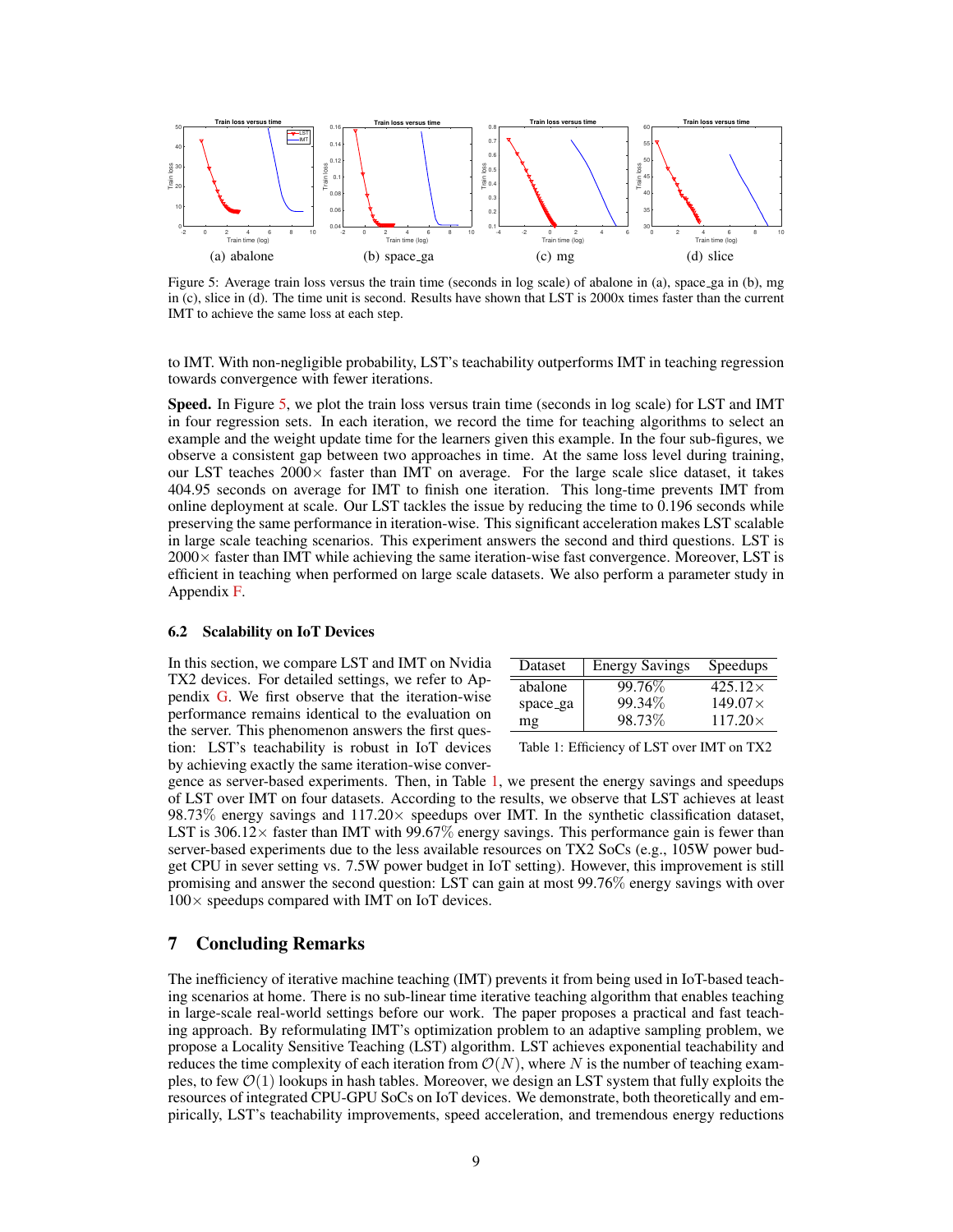(a) abalone (b) space_ga (c) mg (d) slice

Figure 5: Average train loss versus the train time (seconds in log scale) of abalone in (a), space_ga in (b), mg in (c), slice in (d). The time unit is second. Results have shown that LST is 2000x times faster than the current IMT to achieve the same loss at each step.

to IMT. With non-negligible probability, LST's teachability outperforms IMT in teaching regression towards convergence with fewer iterations.

**Speed.** In Figure 5, we plot the train loss versus train time (seconds in log scale) for LST and IMT in four regression sets. In each iteration, we record the time for teaching algorithms to select an example and the weight update time for the learners given this example. In the four sub-figures, we observe a consistent gap between two approaches in time. At the same loss level during training, our LST teaches 2000× faster than IMT on average. For the large scale slice dataset, it takes 404.95 seconds on average for IMT to finish one iteration. This long-time prevents IMT from online deployment at scale. Our LST tackles the issue by reducing the time to 0.196 seconds while preserving the same performance in iteration-wise. This significant acceleration makes LST scalable in large scale teaching scenarios. This experiment answers the second and third questions. LST is 2000× faster than IMT while achieving the same iteration-wise fast convergence. Moreover, LST is efficient in teaching when performed on large scale datasets. We also perform a parameter study in Appendix F.

### 6.2 Scalability on IoT Devices

In this section, we compare LST and IMT on Nvidia TX2 devices. For detailed settings, we refer to Appendix G. We first observe that the iteration-wise performance remains identical to the evaluation on the server. This phenomenon answers the first question: LST's teachability is robust in IoT devices by achieving exactly the same iteration-wise convergence as server-based experiments. Then, in Table 1, we present the energy savings and speedups of LST over IMT on four datasets. According to the results, we observe that LST achieves at least 98.73% energy savings and 117.20× speedups over IMT. In the synthetic classification dataset, LST is 306.12× faster than IMT with 99.67% energy savings. This performance gain is fewer than server-based experiments due to the less available resources on TX2 SoCs (e.g., 105W power budget CPU in sever setting vs. 7.5W power budget in IoT setting). However, this improvement is still promising and answer the second question: LST can gain at most 99.76% energy savings with over 100× speedups compared with IMT on IoT devices.

| Dataset | Energy Savings | Speedups |
|---|---|---|
| abalone | 99.76% | 425.12× |
| space_ga | 99.34% | 149.07× |
| mg | 98.73% | 117.20× |

Table 1: Efficiency of LST over IMT on TX2

## 7 Concluding Remarks

The inefficiency of iterative machine teaching (IMT) prevents it from being used in IoT-based teaching scenarios at home. There is no sub-linear time iterative teaching algorithm that enables teaching in large-scale real-world settings before our work. The paper proposes a practical and fast teaching approach. By reformulating IMT's optimization problem to an adaptive sampling problem, we propose a Locality Sensitive Teaching (LST) algorithm. LST achieves exponential teachability and reduces the time complexity of each iteration from $\mathcal{O}(N)$, where $N$ is the number of teaching examples, to few $\mathcal{O}(1)$ lookups in hash tables. Moreover, we design an LST system that fully exploits the resources of integrated CPU-GPU SoCs on IoT devices. We demonstrate, both theoretically and empirically, LST's teachability improvements, speed acceleration, and tremendous energy reductions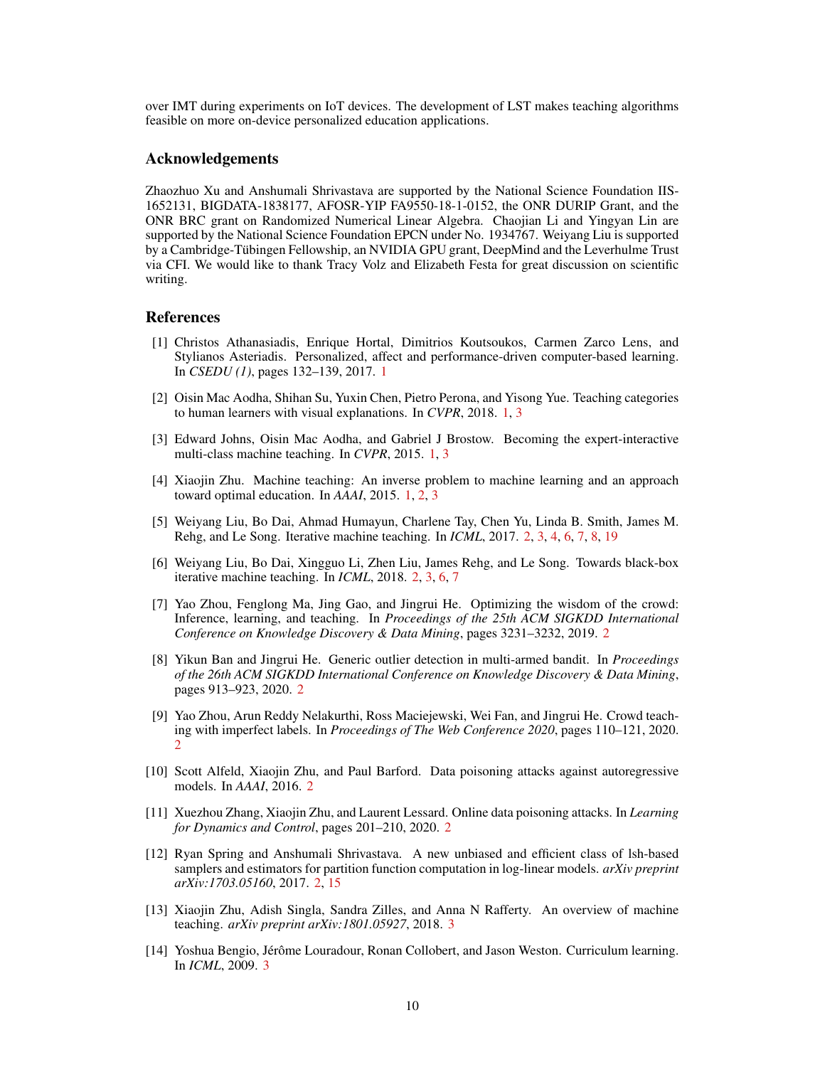over IMT during experiments on IoT devices. The development of LST makes teaching algorithms feasible on more on-device personalized education applications.

## Acknowledgements

Zhaozhuo Xu and Anshumali Shrivastava are supported by the National Science Foundation IIS-1652131, BIGDATA-1838177, AFOSR-YIP FA9550-18-1-0152, the ONR DURIP Grant, and the ONR BRC grant on Randomized Numerical Linear Algebra. Chaojian Li and Yingyan Lin are supported by the National Science Foundation EPCN under No. 1934767. Weiyang Liu is supported by a Cambridge-Tübingen Fellowship, an NVIDIA GPU grant, DeepMind and the Leverhulme Trust via CFI. We would like to thank Tracy Volz and Elizabeth Festa for great discussion on scientific writing.

## References

[1] Christos Athanasiadis, Enrique Hortal, Dimitrios Koutsoukos, Carmen Zarco Lens, and Stylianos Asteriadis. Personalized, affect and performance-driven computer-based learning. In *CSEDU (1)*, pages 132–139, 2017. 1

[2] Oisin Mac Aodha, Shihan Su, Yuxin Chen, Pietro Perona, and Yisong Yue. Teaching categories to human learners with visual explanations. In *CVPR*, 2018. 1, 3

[3] Edward Johns, Oisin Mac Aodha, and Gabriel J Brostow. Becoming the expert-interactive multi-class machine teaching. In *CVPR*, 2015. 1, 3

[4] Xiaojin Zhu. Machine teaching: An inverse problem to machine learning and an approach toward optimal education. In *AAAI*, 2015. 1, 2, 3

[5] Weiyang Liu, Bo Dai, Ahmad Humayun, Charlene Tay, Chen Yu, Linda B. Smith, James M. Rehg, and Le Song. Iterative machine teaching. In *ICML*, 2017. 2, 3, 4, 6, 7, 8, 19

[6] Weiyang Liu, Bo Dai, Xingguo Li, Zhen Liu, James Rehg, and Le Song. Towards black-box iterative machine teaching. In *ICML*, 2018. 2, 3, 6, 7

[7] Yao Zhou, Fenglong Ma, Jing Gao, and Jingrui He. Optimizing the wisdom of the crowd: Inference, learning, and teaching. In *Proceedings of the 25th ACM SIGKDD International Conference on Knowledge Discovery & Data Mining*, pages 3231–3232, 2019. 2

[8] Yikun Ban and Jingrui He. Generic outlier detection in multi-armed bandit. In *Proceedings of the 26th ACM SIGKDD International Conference on Knowledge Discovery & Data Mining*, pages 913–923, 2020. 2

[9] Yao Zhou, Arun Reddy Nelakurthi, Ross Maciejewski, Wei Fan, and Jingrui He. Crowd teaching with imperfect labels. In *Proceedings of The Web Conference 2020*, pages 110–121, 2020. 2

[10] Scott Alfeld, Xiaojin Zhu, and Paul Barford. Data poisoning attacks against autoregressive models. In *AAAI*, 2016. 2

[11] Xuezhou Zhang, Xiaojin Zhu, and Laurent Lessard. Online data poisoning attacks. In *Learning for Dynamics and Control*, pages 201–210, 2020. 2

[12] Ryan Spring and Anshumali Shrivastava. A new unbiased and efficient class of lsh-based samplers and estimators for partition function computation in log-linear models. *arXiv preprint arXiv:1703.05160*, 2017. 2, 15

[13] Xiaojin Zhu, Adish Singla, Sandra Zilles, and Anna N Rafferty. An overview of machine teaching. *arXiv preprint arXiv:1801.05927*, 2018. 3

[14] Yoshua Bengio, Jérôme Louradour, Ronan Collobert, and Jason Weston. Curriculum learning. In *ICML*, 2009. 3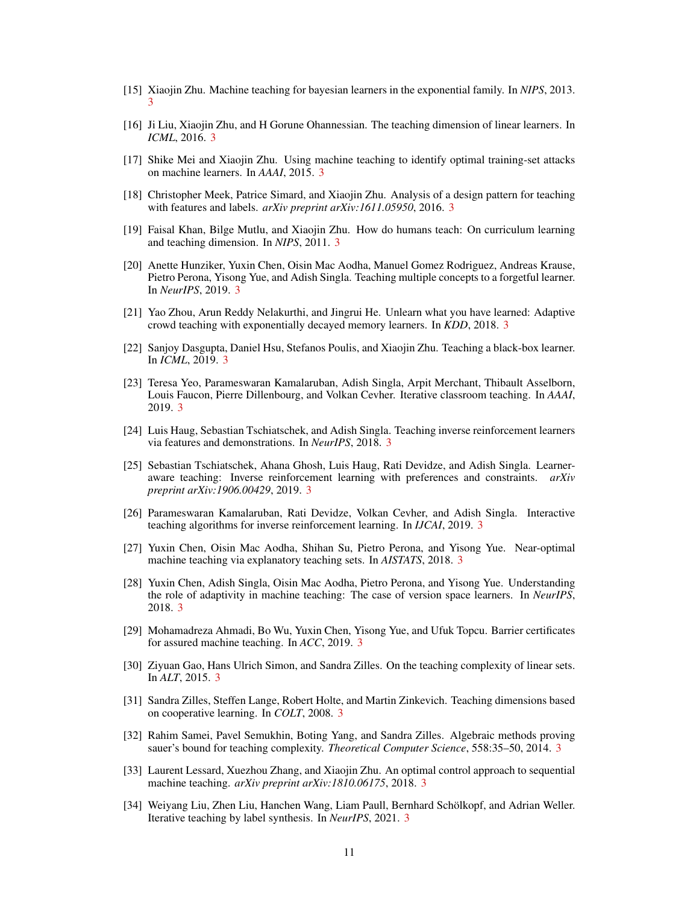[15] Xiaojin Zhu. Machine teaching for bayesian learners in the exponential family. In *NIPS*, 2013. 3

[16] Ji Liu, Xiaojin Zhu, and H Gorune Ohannessian. The teaching dimension of linear learners. In *ICML*, 2016. 3

[17] Shike Mei and Xiaojin Zhu. Using machine teaching to identify optimal training-set attacks on machine learners. In *AAAI*, 2015. 3

[18] Christopher Meek, Patrice Simard, and Xiaojin Zhu. Analysis of a design pattern for teaching with features and labels. *arXiv preprint arXiv:1611.05950*, 2016. 3

[19] Faisal Khan, Bilge Mutlu, and Xiaojin Zhu. How do humans teach: On curriculum learning and teaching dimension. In *NIPS*, 2011. 3

[20] Anette Hunziker, Yuxin Chen, Oisin Mac Aodha, Manuel Gomez Rodriguez, Andreas Krause, Pietro Perona, Yisong Yue, and Adish Singla. Teaching multiple concepts to a forgetful learner. In *NeurIPS*, 2019. 3

[21] Yao Zhou, Arun Reddy Nelakurthi, and Jingrui He. Unlearn what you have learned: Adaptive crowd teaching with exponentially decayed memory learners. In *KDD*, 2018. 3

[22] Sanjoy Dasgupta, Daniel Hsu, Stefanos Poulis, and Xiaojin Zhu. Teaching a black-box learner. In *ICML*, 2019. 3

[23] Teresa Yeo, Parameswaran Kamalaruban, Adish Singla, Arpit Merchant, Thibault Asselborn, Louis Faucon, Pierre Dillenbourg, and Volkan Cevher. Iterative classroom teaching. In *AAAI*, 2019. 3

[24] Luis Haug, Sebastian Tschiatschek, and Adish Singla. Teaching inverse reinforcement learners via features and demonstrations. In *NeurIPS*, 2018. 3

[25] Sebastian Tschiatschek, Ahana Ghosh, Luis Haug, Rati Devidze, and Adish Singla. Learner-aware teaching: Inverse reinforcement learning with preferences and constraints. *arXiv preprint arXiv:1906.00429*, 2019. 3

[26] Parameswaran Kamalaruban, Rati Devidze, Volkan Cevher, and Adish Singla. Interactive teaching algorithms for inverse reinforcement learning. In *IJCAI*, 2019. 3

[27] Yuxin Chen, Oisin Mac Aodha, Shihan Su, Pietro Perona, and Yisong Yue. Near-optimal machine teaching via explanatory teaching sets. In *AISTATS*, 2018. 3

[28] Yuxin Chen, Adish Singla, Oisin Mac Aodha, Pietro Perona, and Yisong Yue. Understanding the role of adaptivity in machine teaching: The case of version space learners. In *NeurIPS*, 2018. 3

[29] Mohamadreza Ahmadi, Bo Wu, Yuxin Chen, Yisong Yue, and Ufuk Topcu. Barrier certificates for assured machine teaching. In *ACC*, 2019. 3

[30] Ziyuan Gao, Hans Ulrich Simon, and Sandra Zilles. On the teaching complexity of linear sets. In *ALT*, 2015. 3

[31] Sandra Zilles, Steffen Lange, Robert Holte, and Martin Zinkevich. Teaching dimensions based on cooperative learning. In *COLT*, 2008. 3

[32] Rahim Samei, Pavel Semukhin, Boting Yang, and Sandra Zilles. Algebraic methods proving sauer's bound for teaching complexity. *Theoretical Computer Science*, 558:35–50, 2014. 3

[33] Laurent Lessard, Xuezhou Zhang, and Xiaojin Zhu. An optimal control approach to sequential machine teaching. *arXiv preprint arXiv:1810.06175*, 2018. 3

[34] Weiyang Liu, Zhen Liu, Hanchen Wang, Liam Paull, Bernhard Schölkopf, and Adrian Weller. Iterative teaching by label synthesis. In *NeurIPS*, 2021. 3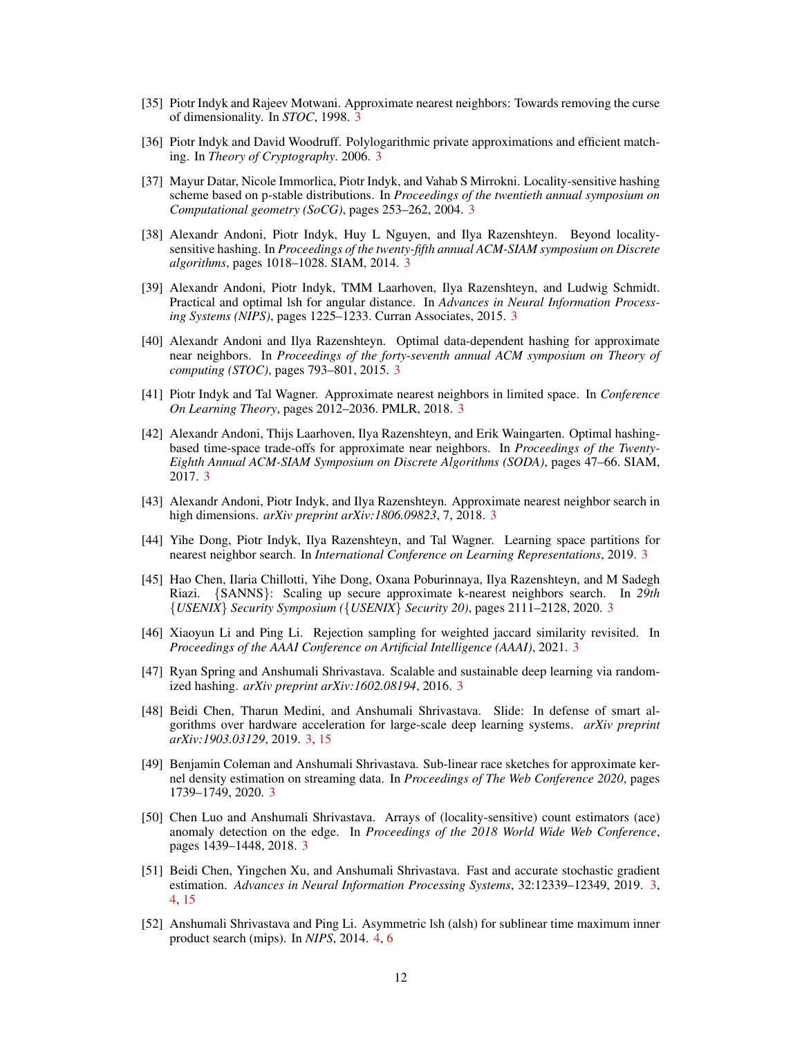[35] Piotr Indyk and Rajeev Motwani. Approximate nearest neighbors: Towards removing the curse of dimensionality. In *STOC*, 1998. 3

[36] Piotr Indyk and David Woodruff. Polylogarithmic private approximations and efficient matching. In *Theory of Cryptography*. 2006. 3

[37] Mayur Datar, Nicole Immorlica, Piotr Indyk, and Vahab S Mirrokni. Locality-sensitive hashing scheme based on p-stable distributions. In *Proceedings of the twentieth annual symposium on Computational geometry (SoCG)*, pages 253–262, 2004. 3

[38] Alexandr Andoni, Piotr Indyk, Huy L Nguyen, and Ilya Razenshteyn. Beyond locality-sensitive hashing. In *Proceedings of the twenty-fifth annual ACM-SIAM symposium on Discrete algorithms*, pages 1018–1028. SIAM, 2014. 3

[39] Alexandr Andoni, Piotr Indyk, TMM Laarhoven, Ilya Razenshteyn, and Ludwig Schmidt. Practical and optimal lsh for angular distance. In *Advances in Neural Information Processing Systems (NIPS)*, pages 1225–1233. Curran Associates, 2015. 3

[40] Alexandr Andoni and Ilya Razenshteyn. Optimal data-dependent hashing for approximate near neighbors. In *Proceedings of the forty-seventh annual ACM symposium on Theory of computing (STOC)*, pages 793–801, 2015. 3

[41] Piotr Indyk and Tal Wagner. Approximate nearest neighbors in limited space. In *Conference On Learning Theory*, pages 2012–2036. PMLR, 2018. 3

[42] Alexandr Andoni, Thijs Laarhoven, Ilya Razenshteyn, and Erik Waingarten. Optimal hashing-based time-space trade-offs for approximate near neighbors. In *Proceedings of the Twenty-Eighth Annual ACM-SIAM Symposium on Discrete Algorithms (SODA)*, pages 47–66. SIAM, 2017. 3

[43] Alexandr Andoni, Piotr Indyk, and Ilya Razenshteyn. Approximate nearest neighbor search in high dimensions. *arXiv preprint arXiv:1806.09823*, 7, 2018. 3

[44] Yihe Dong, Piotr Indyk, Ilya Razenshteyn, and Tal Wagner. Learning space partitions for nearest neighbor search. In *International Conference on Learning Representations*, 2019. 3

[45] Hao Chen, Ilaria Chillotti, Yihe Dong, Oxana Poburinnaya, Ilya Razenshteyn, and M Sadegh Riazi. {SANNS}: Scaling up secure approximate k-nearest neighbors search. In *29th {USENIX} Security Symposium ({USENIX} Security 20)*, pages 2111–2128, 2020. 3

[46] Xiaoyun Li and Ping Li. Rejection sampling for weighted jaccard similarity revisited. In *Proceedings of the AAAI Conference on Artificial Intelligence (AAAI)*, 2021. 3

[47] Ryan Spring and Anshumali Shrivastava. Scalable and sustainable deep learning via randomized hashing. *arXiv preprint arXiv:1602.08194*, 2016. 3

[48] Beidi Chen, Tharun Medini, and Anshumali Shrivastava. Slide: In defense of smart algorithms over hardware acceleration for large-scale deep learning systems. *arXiv preprint arXiv:1903.03129*, 2019. 3, 15

[49] Benjamin Coleman and Anshumali Shrivastava. Sub-linear race sketches for approximate kernel density estimation on streaming data. In *Proceedings of The Web Conference 2020*, pages 1739–1749, 2020. 3

[50] Chen Luo and Anshumali Shrivastava. Arrays of (locality-sensitive) count estimators (ace) anomaly detection on the edge. In *Proceedings of the 2018 World Wide Web Conference*, pages 1439–1448, 2018. 3

[51] Beidi Chen, Yingchen Xu, and Anshumali Shrivastava. Fast and accurate stochastic gradient estimation. *Advances in Neural Information Processing Systems*, 32:12339–12349, 2019. 3, 4, 15

[52] Anshumali Shrivastava and Ping Li. Asymmetric lsh (alsh) for sublinear time maximum inner product search (mips). In *NIPS*, 2014. 4, 6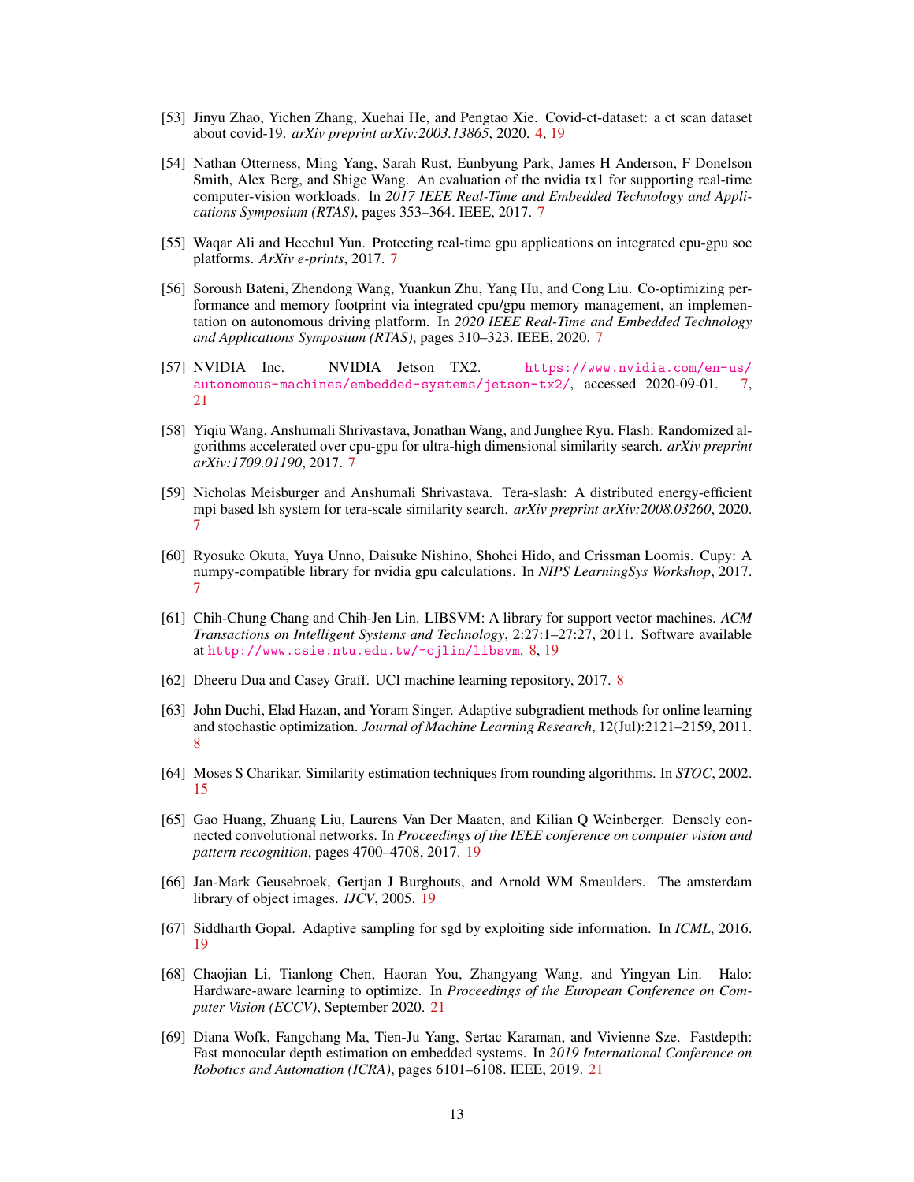[53] Jinyu Zhao, Yichen Zhang, Xuehai He, and Pengtao Xie. Covid-ct-dataset: a ct scan dataset about covid-19. *arXiv preprint arXiv:2003.13865*, 2020. 4, 19

[54] Nathan Otterness, Ming Yang, Sarah Rust, Eunbyung Park, James H Anderson, F Donelson Smith, Alex Berg, and Shige Wang. An evaluation of the nvidia tx1 for supporting real-time computer-vision workloads. In *2017 IEEE Real-Time and Embedded Technology and Applications Symposium (RTAS)*, pages 353–364. IEEE, 2017. 7

[55] Waqar Ali and Heechul Yun. Protecting real-time gpu applications on integrated cpu-gpu soc platforms. *ArXiv e-prints*, 2017. 7

[56] Soroush Bateni, Zhendong Wang, Yuankun Zhu, Yang Hu, and Cong Liu. Co-optimizing performance and memory footprint via integrated cpu/gpu memory management, an implementation on autonomous driving platform. In *2020 IEEE Real-Time and Embedded Technology and Applications Symposium (RTAS)*, pages 310–323. IEEE, 2020. 7

[57] NVIDIA Inc. NVIDIA Jetson TX2. https://www.nvidia.com/en-us/autonomous-machines/embedded-systems/jetson-tx2/, accessed 2020-09-01. 7, 21

[58] Yiqiu Wang, Anshumali Shrivastava, Jonathan Wang, and Junghee Ryu. Flash: Randomized algorithms accelerated over cpu-gpu for ultra-high dimensional similarity search. *arXiv preprint arXiv:1709.01190*, 2017. 7

[59] Nicholas Meisburger and Anshumali Shrivastava. Tera-slash: A distributed energy-efficient mpi based lsh system for tera-scale similarity search. *arXiv preprint arXiv:2008.03260*, 2020. 7

[60] Ryosuke Okuta, Yuya Unno, Daisuke Nishino, Shohei Hido, and Crissman Loomis. Cupy: A numpy-compatible library for nvidia gpu calculations. In *NIPS LearningSys Workshop*, 2017. 7

[61] Chih-Chung Chang and Chih-Jen Lin. LIBSVM: A library for support vector machines. *ACM Transactions on Intelligent Systems and Technology*, 2:27:1–27:27, 2011. Software available at http://www.csie.ntu.edu.tw/~cjlin/libsvm. 8, 19

[62] Dheeru Dua and Casey Graff. UCI machine learning repository, 2017. 8

[63] John Duchi, Elad Hazan, and Yoram Singer. Adaptive subgradient methods for online learning and stochastic optimization. *Journal of Machine Learning Research*, 12(Jul):2121–2159, 2011. 8

[64] Moses S Charikar. Similarity estimation techniques from rounding algorithms. In *STOC*, 2002. 15

[65] Gao Huang, Zhuang Liu, Laurens Van Der Maaten, and Kilian Q Weinberger. Densely connected convolutional networks. In *Proceedings of the IEEE conference on computer vision and pattern recognition*, pages 4700–4708, 2017. 19

[66] Jan-Mark Geusebroek, Gertjan J Burghouts, and Arnold WM Smeulders. The amsterdam library of object images. *IJCV*, 2005. 19

[67] Siddharth Gopal. Adaptive sampling for sgd by exploiting side information. In *ICML*, 2016. 19

[68] Chaojian Li, Tianlong Chen, Haoran You, Zhangyang Wang, and Yingyan Lin. Halo: Hardware-aware learning to optimize. In *Proceedings of the European Conference on Computer Vision (ECCV)*, September 2020. 21

[69] Diana Wofk, Fangchang Ma, Tien-Ju Yang, Sertac Karaman, and Vivienne Sze. Fastdepth: Fast monocular depth estimation on embedded systems. In *2019 International Conference on Robotics and Automation (ICRA)*, pages 6101–6108. IEEE, 2019. 21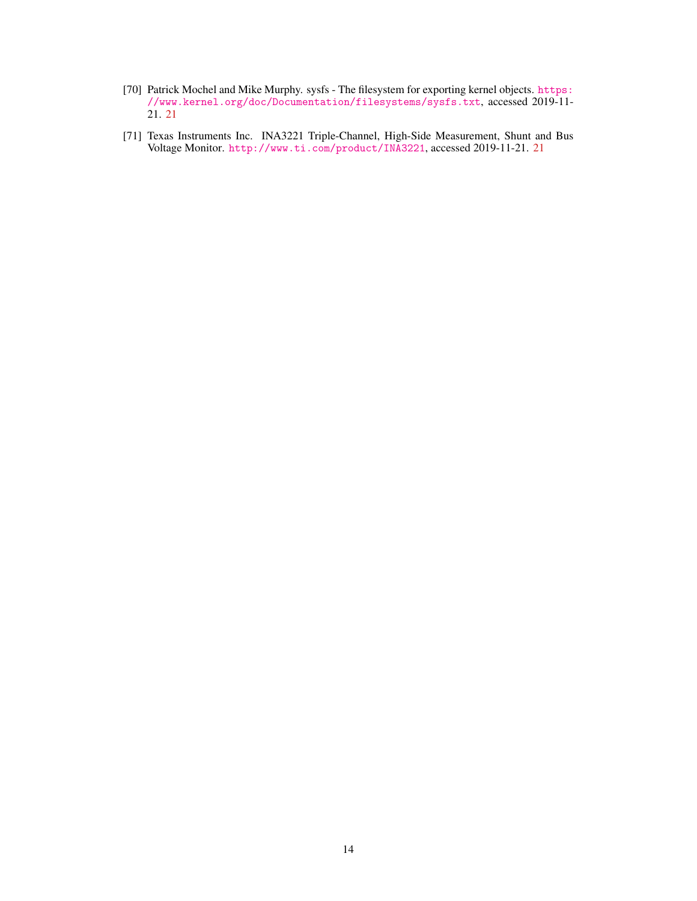[70] Patrick Mochel and Mike Murphy. sysfs - The filesystem for exporting kernel objects. https://www.kernel.org/doc/Documentation/filesystems/sysfs.txt, accessed 2019-11-21. 21

[71] Texas Instruments Inc. INA3221 Triple-Channel, High-Side Measurement, Shunt and Bus Voltage Monitor. http://www.ti.com/product/INA3221, accessed 2019-11-21. 21